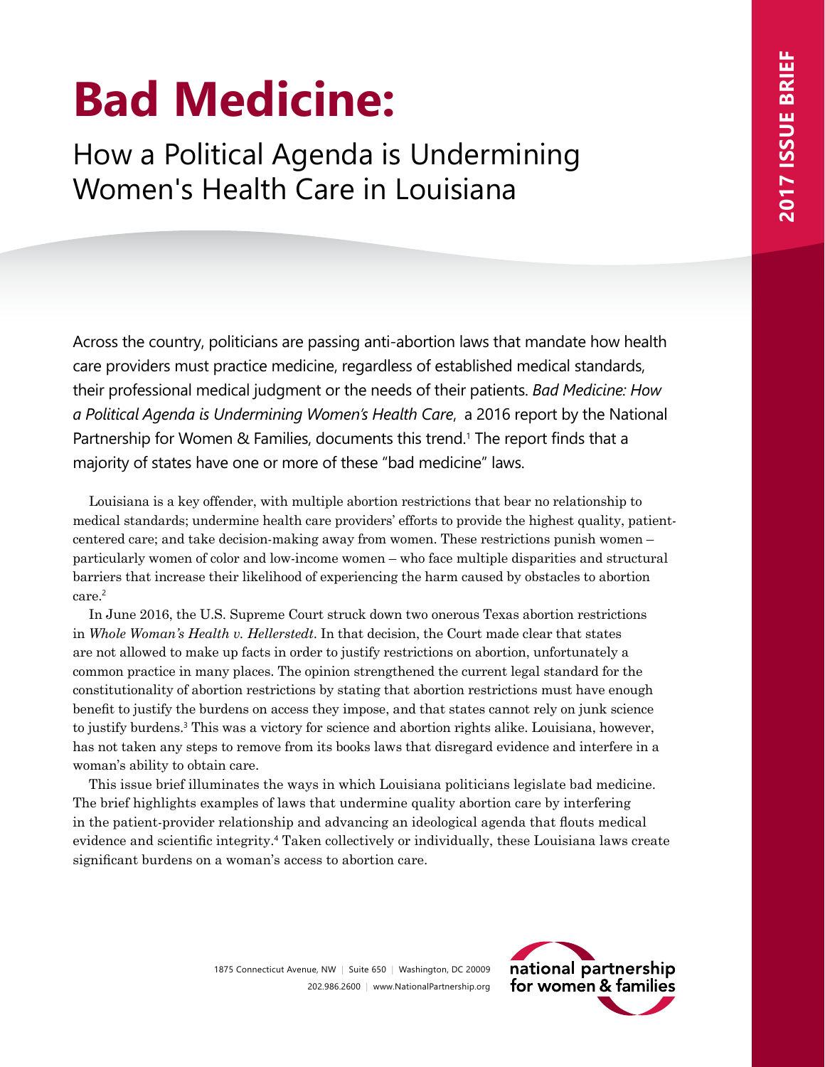# Bad Medicine:

## How a Political Agenda is Undermining Women's Health Care in Louisiana

2017 ISSUE BRIEF

Across the country, politicians are passing anti-abortion laws that mandate how health care providers must practice medicine, regardless of established medical standards, their professional medical judgment or the needs of their patients. *Bad Medicine: How a Political Agenda is Undermining Women's Health Care*, a 2016 report by the National Partnership for Women & Families, documents this trend.[1] The report finds that a majority of states have one or more of these "bad medicine" laws.

Louisiana is a key offender, with multiple abortion restrictions that bear no relationship to medical standards; undermine health care providers' efforts to provide the highest quality, patient-centered care; and take decision-making away from women. These restrictions punish women – particularly women of color and low-income women – who face multiple disparities and structural barriers that increase their likelihood of experiencing the harm caused by obstacles to abortion care.[2]

In June 2016, the U.S. Supreme Court struck down two onerous Texas abortion restrictions in *Whole Woman's Health v. Hellerstedt*. In that decision, the Court made clear that states are not allowed to make up facts in order to justify restrictions on abortion, unfortunately a common practice in many places. The opinion strengthened the current legal standard for the constitutionality of abortion restrictions by stating that abortion restrictions must have enough benefit to justify the burdens on access they impose, and that states cannot rely on junk science to justify burdens.[3] This was a victory for science and abortion rights alike. Louisiana, however, has not taken any steps to remove from its books laws that disregard evidence and interfere in a woman's ability to obtain care.

This issue brief illuminates the ways in which Louisiana politicians legislate bad medicine. The brief highlights examples of laws that undermine quality abortion care by interfering in the patient-provider relationship and advancing an ideological agenda that flouts medical evidence and scientific integrity.[4] Taken collectively or individually, these Louisiana laws create significant burdens on a woman's access to abortion care.

1875 Connecticut Avenue, NW | Suite 650 | Washington, DC 20009
202.986.2600 | www.NationalPartnership.org

national partnership for women & families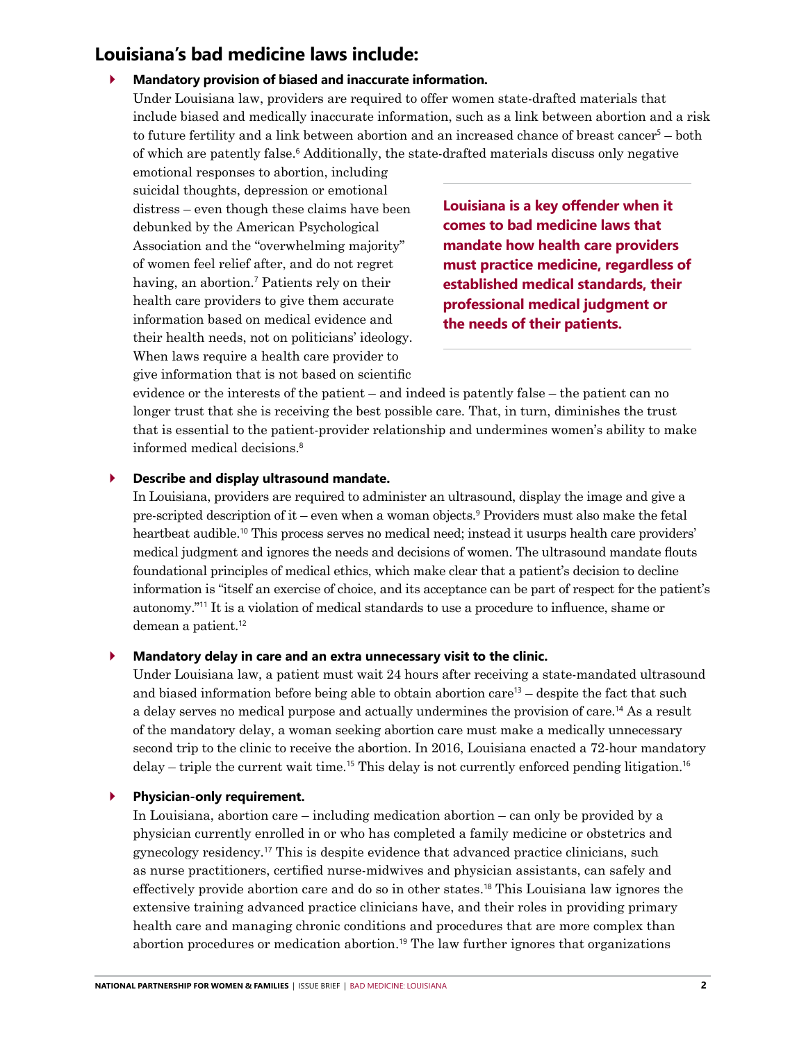## Louisiana's bad medicine laws include:

- **Mandatory provision of biased and inaccurate information.**
  Under Louisiana law, providers are required to offer women state-drafted materials that include biased and medically inaccurate information, such as a link between abortion and a risk to future fertility and a link between abortion and an increased chance of breast cancer[5] – both of which are patently false.[6] Additionally, the state-drafted materials discuss only negative emotional responses to abortion, including suicidal thoughts, depression or emotional distress – even though these claims have been debunked by the American Psychological Association and the "overwhelming majority" of women feel relief after, and do not regret having, an abortion.[7] Patients rely on their health care providers to give them accurate information based on medical evidence and their health needs, not on politicians' ideology. When laws require a health care provider to give information that is not based on scientific evidence or the interests of the patient – and indeed is patently false – the patient can no longer trust that she is receiving the best possible care. That, in turn, diminishes the trust that is essential to the patient-provider relationship and undermines women's ability to make informed medical decisions.[8]

**Louisiana is a key offender when it comes to bad medicine laws that mandate how health care providers must practice medicine, regardless of established medical standards, their professional medical judgment or the needs of their patients.**

- **Describe and display ultrasound mandate.**
  In Louisiana, providers are required to administer an ultrasound, display the image and give a pre-scripted description of it – even when a woman objects.[9] Providers must also make the fetal heartbeat audible.[10] This process serves no medical need; instead it usurps health care providers' medical judgment and ignores the needs and decisions of women. The ultrasound mandate flouts foundational principles of medical ethics, which make clear that a patient's decision to decline information is "itself an exercise of choice, and its acceptance can be part of respect for the patient's autonomy."[11] It is a violation of medical standards to use a procedure to influence, shame or demean a patient.[12]

- **Mandatory delay in care and an extra unnecessary visit to the clinic.**
  Under Louisiana law, a patient must wait 24 hours after receiving a state-mandated ultrasound and biased information before being able to obtain abortion care[13] – despite the fact that such a delay serves no medical purpose and actually undermines the provision of care.[14] As a result of the mandatory delay, a woman seeking abortion care must make a medically unnecessary second trip to the clinic to receive the abortion. In 2016, Louisiana enacted a 72-hour mandatory delay – triple the current wait time.[15] This delay is not currently enforced pending litigation.[16]

- **Physician-only requirement.**
  In Louisiana, abortion care – including medication abortion – can only be provided by a physician currently enrolled in or who has completed a family medicine or obstetrics and gynecology residency.[17] This is despite evidence that advanced practice clinicians, such as nurse practitioners, certified nurse-midwives and physician assistants, can safely and effectively provide abortion care and do so in other states.[18] This Louisiana law ignores the extensive training advanced practice clinicians have, and their roles in providing primary health care and managing chronic conditions and procedures that are more complex than abortion procedures or medication abortion.[19] The law further ignores that organizations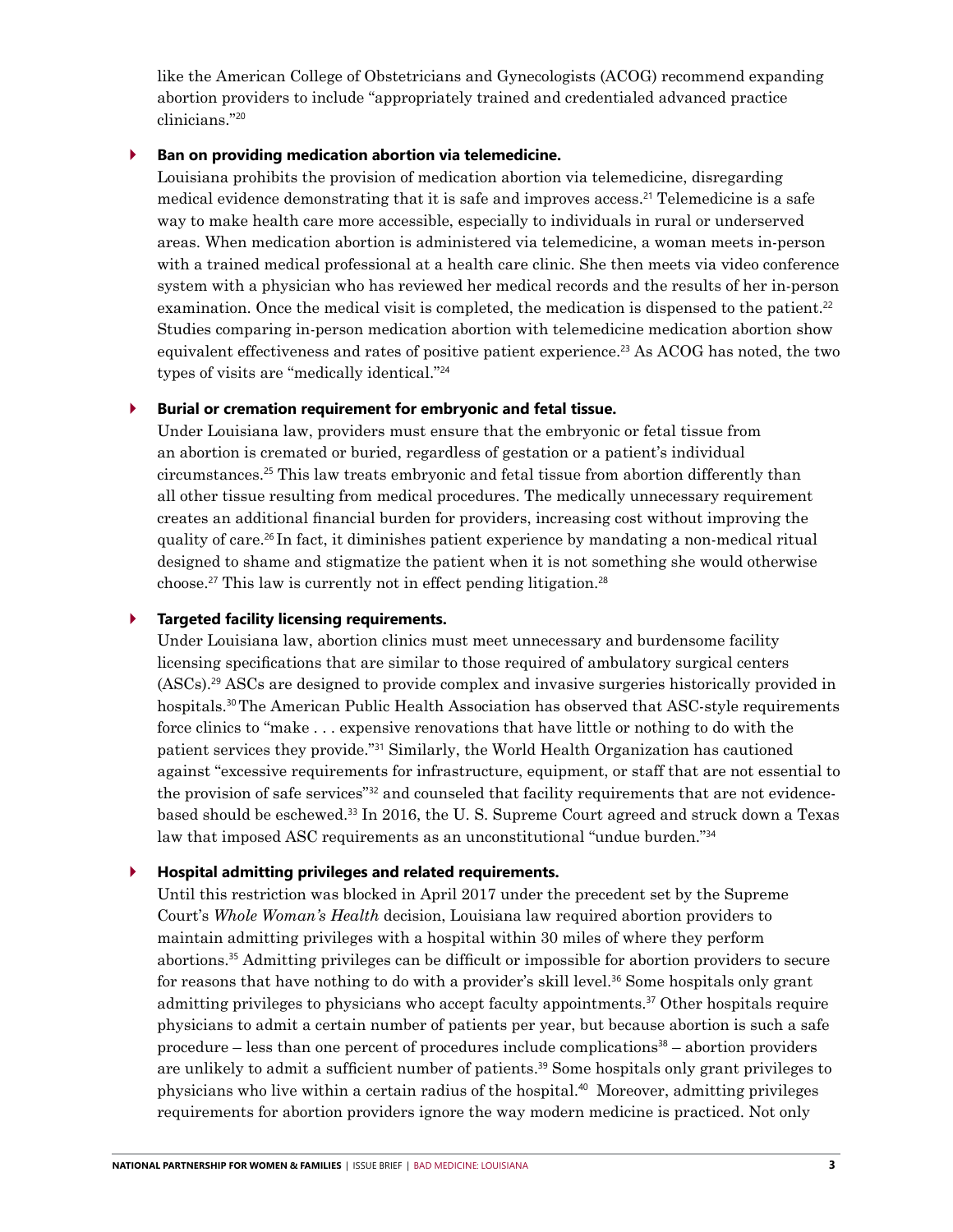like the American College of Obstetricians and Gynecologists (ACOG) recommend expanding abortion providers to include "appropriately trained and credentialed advanced practice clinicians."[20]

- **Ban on providing medication abortion via telemedicine.**
  Louisiana prohibits the provision of medication abortion via telemedicine, disregarding medical evidence demonstrating that it is safe and improves access.[21] Telemedicine is a safe way to make health care more accessible, especially to individuals in rural or underserved areas. When medication abortion is administered via telemedicine, a woman meets in-person with a trained medical professional at a health care clinic. She then meets via video conference system with a physician who has reviewed her medical records and the results of her in-person examination. Once the medical visit is completed, the medication is dispensed to the patient.[22] Studies comparing in-person medication abortion with telemedicine medication abortion show equivalent effectiveness and rates of positive patient experience.[23] As ACOG has noted, the two types of visits are "medically identical."[24]

- **Burial or cremation requirement for embryonic and fetal tissue.**
  Under Louisiana law, providers must ensure that the embryonic or fetal tissue from an abortion is cremated or buried, regardless of gestation or a patient's individual circumstances.[25] This law treats embryonic and fetal tissue from abortion differently than all other tissue resulting from medical procedures. The medically unnecessary requirement creates an additional financial burden for providers, increasing cost without improving the quality of care.[26] In fact, it diminishes patient experience by mandating a non-medical ritual designed to shame and stigmatize the patient when it is not something she would otherwise choose.[27] This law is currently not in effect pending litigation.[28]

- **Targeted facility licensing requirements.**
  Under Louisiana law, abortion clinics must meet unnecessary and burdensome facility licensing specifications that are similar to those required of ambulatory surgical centers (ASCs).[29] ASCs are designed to provide complex and invasive surgeries historically provided in hospitals.[30] The American Public Health Association has observed that ASC-style requirements force clinics to "make . . . expensive renovations that have little or nothing to do with the patient services they provide."[31] Similarly, the World Health Organization has cautioned against "excessive requirements for infrastructure, equipment, or staff that are not essential to the provision of safe services"[32] and counseled that facility requirements that are not evidence-based should be eschewed.[33] In 2016, the U. S. Supreme Court agreed and struck down a Texas law that imposed ASC requirements as an unconstitutional "undue burden."[34]

- **Hospital admitting privileges and related requirements.**
  Until this restriction was blocked in April 2017 under the precedent set by the Supreme Court's *Whole Woman's Health* decision, Louisiana law required abortion providers to maintain admitting privileges with a hospital within 30 miles of where they perform abortions.[35] Admitting privileges can be difficult or impossible for abortion providers to secure for reasons that have nothing to do with a provider's skill level.[36] Some hospitals only grant admitting privileges to physicians who accept faculty appointments.[37] Other hospitals require physicians to admit a certain number of patients per year, but because abortion is such a safe procedure – less than one percent of procedures include complications[38] – abortion providers are unlikely to admit a sufficient number of patients.[39] Some hospitals only grant privileges to physicians who live within a certain radius of the hospital.[40] Moreover, admitting privileges requirements for abortion providers ignore the way modern medicine is practiced. Not only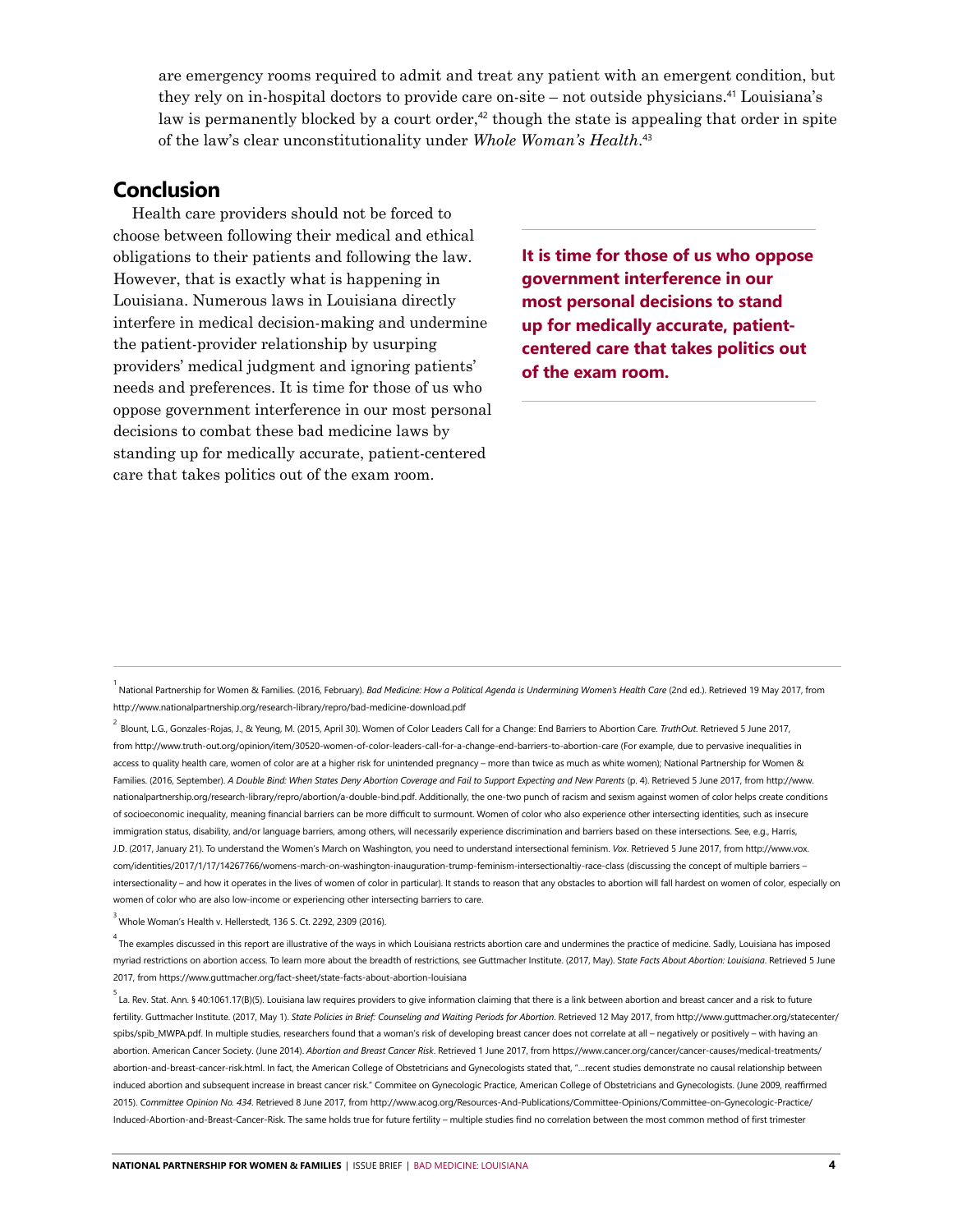are emergency rooms required to admit and treat any patient with an emergent condition, but they rely on in-hospital doctors to provide care on-site – not outside physicians.[41] Louisiana's law is permanently blocked by a court order,[42] though the state is appealing that order in spite of the law's clear unconstitutionality under *Whole Woman's Health*.[43]

## Conclusion

Health care providers should not be forced to choose between following their medical and ethical obligations to their patients and following the law. However, that is exactly what is happening in Louisiana. Numerous laws in Louisiana directly interfere in medical decision-making and undermine the patient-provider relationship by usurping providers' medical judgment and ignoring patients' needs and preferences. It is time for those of us who oppose government interference in our most personal decisions to combat these bad medicine laws by standing up for medically accurate, patient-centered care that takes politics out of the exam room.

**It is time for those of us who oppose government interference in our most personal decisions to stand up for medically accurate, patient-centered care that takes politics out of the exam room.**

---

[1] National Partnership for Women & Families. (2016, February). *Bad Medicine: How a Political Agenda is Undermining Women's Health Care* (2nd ed.). Retrieved 19 May 2017, from http://www.nationalpartnership.org/research-library/repro/bad-medicine-download.pdf

[2] Blount, L.G., Gonzales-Rojas, J., & Yeung, M. (2015, April 30). Women of Color Leaders Call for a Change: End Barriers to Abortion Care. *TruthOut*. Retrieved 5 June 2017, from http://www.truth-out.org/opinion/item/30520-women-of-color-leaders-call-for-a-change-end-barriers-to-abortion-care (For example, due to pervasive inequalities in access to quality health care, women of color are at a higher risk for unintended pregnancy – more than twice as much as white women); National Partnership for Women & Families. (2016, September). *A Double Bind: When States Deny Abortion Coverage and Fail to Support Expecting and New Parents* (p. 4). Retrieved 5 June 2017, from http://www.nationalpartnership.org/research-library/repro/abortion/a-double-bind.pdf. Additionally, the one-two punch of racism and sexism against women of color helps create conditions of socioeconomic inequality, meaning financial barriers can be more difficult to surmount. Women of color who also experience other intersecting identities, such as insecure immigration status, disability, and/or language barriers, among others, will necessarily experience discrimination and barriers based on these intersections. See, e.g., Harris, J.D. (2017, January 21). To understand the Women's March on Washington, you need to understand intersectional feminism. *Vox*. Retrieved 5 June 2017, from http://www.vox.com/identities/2017/1/17/14267766/womens-march-on-washington-inauguration-trump-feminism-intersectionaltiy-race-class (discussing the concept of multiple barriers – intersectionality – and how it operates in the lives of women of color in particular). It stands to reason that any obstacles to abortion will fall hardest on women of color, especially on women of color who are also low-income or experiencing other intersecting barriers to care.

[3] Whole Woman's Health v. Hellerstedt, 136 S. Ct. 2292, 2309 (2016).

[4] The examples discussed in this report are illustrative of the ways in which Louisiana restricts abortion care and undermines the practice of medicine. Sadly, Louisiana has imposed myriad restrictions on abortion access. To learn more about the breadth of restrictions, see Guttmacher Institute. (2017, May). *State Facts About Abortion: Louisiana*. Retrieved 5 June 2017, from https://www.guttmacher.org/fact-sheet/state-facts-about-abortion-louisiana

[5] La. Rev. Stat. Ann. § 40:1061.17(B)(5). Louisiana law requires providers to give information claiming that there is a link between abortion and breast cancer and a risk to future fertility. Guttmacher Institute. (2017, May 1). *State Policies in Brief: Counseling and Waiting Periods for Abortion*. Retrieved 12 May 2017, from http://www.guttmacher.org/statecenter/spibs/spib_MWPA.pdf. In multiple studies, researchers found that a woman's risk of developing breast cancer does not correlate at all – negatively or positively – with having an abortion. American Cancer Society. (June 2014). *Abortion and Breast Cancer Risk*. Retrieved 1 June 2017, from https://www.cancer.org/cancer/cancer-causes/medical-treatments/abortion-and-breast-cancer-risk.html. In fact, the American College of Obstetricians and Gynecologists stated that, "…recent studies demonstrate no causal relationship between induced abortion and subsequent increase in breast cancer risk." Commitee on Gynecologic Practice, American College of Obstetricians and Gynecologists. (June 2009, reaffirmed 2015). *Committee Opinion No. 434*. Retrieved 8 June 2017, from http://www.acog.org/Resources-And-Publications/Committee-Opinions/Committee-on-Gynecologic-Practice/Induced-Abortion-and-Breast-Cancer-Risk. The same holds true for future fertility – multiple studies find no correlation between the most common method of first trimester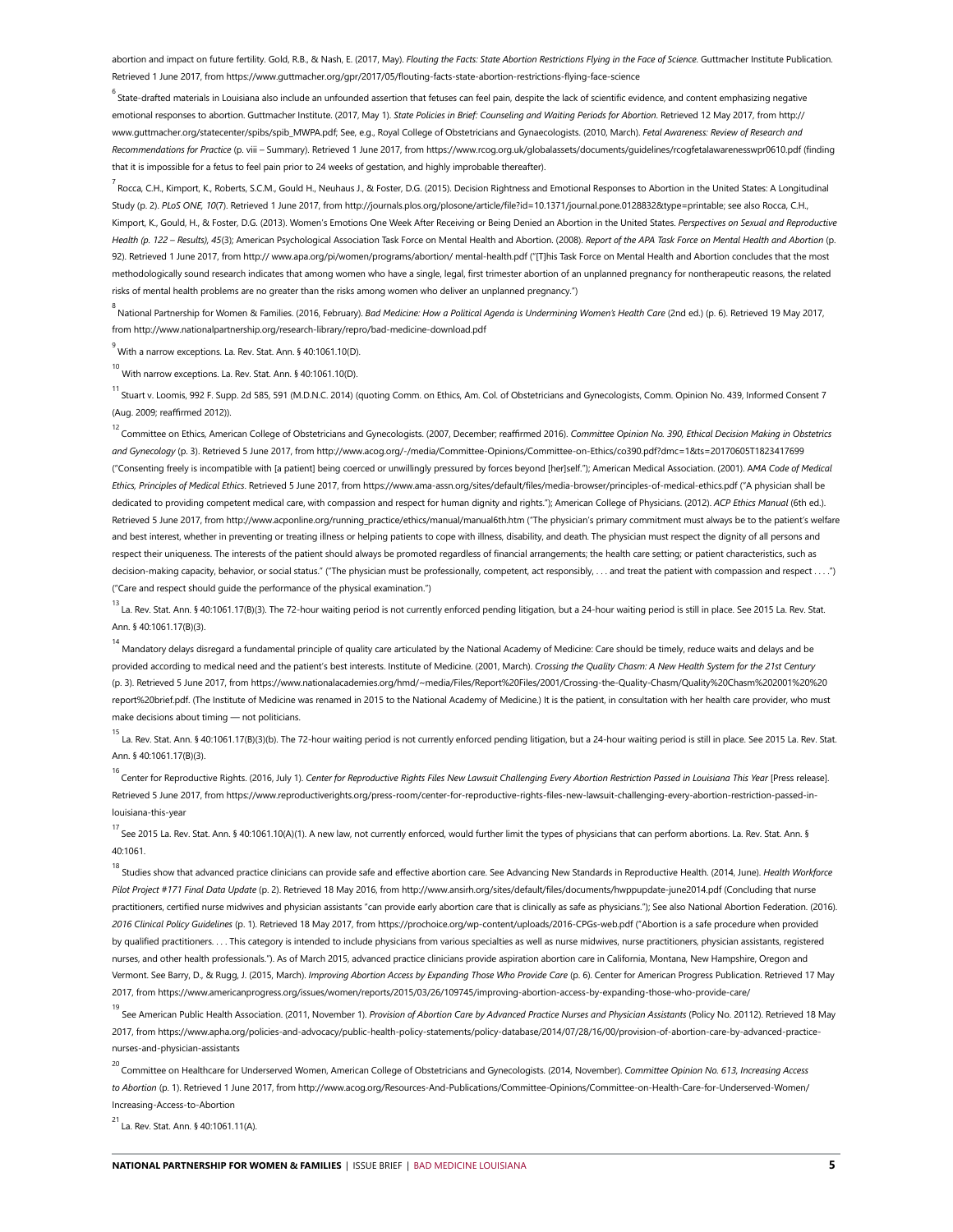abortion and impact on future fertility. Gold, R.B., & Nash, E. (2017, May). *Flouting the Facts: State Abortion Restrictions Flying in the Face of Science*. Guttmacher Institute Publication. Retrieved 1 June 2017, from https://www.guttmacher.org/gpr/2017/05/flouting-facts-state-abortion-restrictions-flying-face-science

[6] State-drafted materials in Louisiana also include an unfounded assertion that fetuses can feel pain, despite the lack of scientific evidence, and content emphasizing negative emotional responses to abortion. Guttmacher Institute. (2017, May 1). *State Policies in Brief: Counseling and Waiting Periods for Abortion*. Retrieved 12 May 2017, from http://www.guttmacher.org/statecenter/spibs/spib_MWPA.pdf; See, e.g., Royal College of Obstetricians and Gynaecologists. (2010, March). *Fetal Awareness: Review of Research and Recommendations for Practice* (p. viii – Summary). Retrieved 1 June 2017, from https://www.rcog.org.uk/globalassets/documents/guidelines/rcogfetalawarenesswpr0610.pdf (finding that it is impossible for a fetus to feel pain prior to 24 weeks of gestation, and highly improbable thereafter).

[7] Rocca, C.H., Kimport, K., Roberts, S.C.M., Gould H., Neuhaus J., & Foster, D.G. (2015). Decision Rightness and Emotional Responses to Abortion in the United States: A Longitudinal Study (p. 2). *PLoS ONE, 10*(7). Retrieved 1 June 2017, from http://journals.plos.org/plosone/article/file?id=10.1371/journal.pone.0128832&type=printable; see also Rocca, C.H., Kimport, K., Gould, H., & Foster, D.G. (2013). Women's Emotions One Week After Receiving or Being Denied an Abortion in the United States. *Perspectives on Sexual and Reproductive Health (p. 122 – Results), 45*(3); American Psychological Association Task Force on Mental Health and Abortion. (2008). *Report of the APA Task Force on Mental Health and Abortion* (p. 92). Retrieved 1 June 2017, from http:// www.apa.org/pi/women/programs/abortion/ mental-health.pdf ("[T]his Task Force on Mental Health and Abortion concludes that the most methodologically sound research indicates that among women who have a single, legal, first trimester abortion of an unplanned pregnancy for nontherapeutic reasons, the related risks of mental health problems are no greater than the risks among women who deliver an unplanned pregnancy.")

[8] National Partnership for Women & Families. (2016, February). *Bad Medicine: How a Political Agenda is Undermining Women's Health Care* (2nd ed.) (p. 6). Retrieved 19 May 2017, from http://www.nationalpartnership.org/research-library/repro/bad-medicine-download.pdf

[9] With a narrow exceptions. La. Rev. Stat. Ann. § 40:1061.10(D).

[10] With narrow exceptions. La. Rev. Stat. Ann. § 40:1061.10(D).

[11] Stuart v. Loomis, 992 F. Supp. 2d 585, 591 (M.D.N.C. 2014) (quoting Comm. on Ethics, Am. Col. of Obstetricians and Gynecologists, Comm. Opinion No. 439, Informed Consent 7 (Aug. 2009; reaffirmed 2012)).

[12] Committee on Ethics, American College of Obstetricians and Gynecologists. (2007, December; reaffirmed 2016). *Committee Opinion No. 390, Ethical Decision Making in Obstetrics and Gynecology* (p. 3). Retrieved 5 June 2017, from http://www.acog.org/-/media/Committee-Opinions/Committee-on-Ethics/co390.pdf?dmc=1&ts=20170605T1823417699 ("Consenting freely is incompatible with [a patient] being coerced or unwillingly pressured by forces beyond [her]self."); American Medical Association. (2001). *AMA Code of Medical Ethics, Principles of Medical Ethics*. Retrieved 5 June 2017, from https://www.ama-assn.org/sites/default/files/media-browser/principles-of-medical-ethics.pdf ("A physician shall be dedicated to providing competent medical care, with compassion and respect for human dignity and rights."); American College of Physicians. (2012). *ACP Ethics Manual* (6th ed.). Retrieved 5 June 2017, from http://www.acponline.org/running_practice/ethics/manual/manual6th.htm ("The physician's primary commitment must always be to the patient's welfare and best interest, whether in preventing or treating illness or helping patients to cope with illness, disability, and death. The physician must respect the dignity of all persons and respect their uniqueness. The interests of the patient should always be promoted regardless of financial arrangements; the health care setting; or patient characteristics, such as decision-making capacity, behavior, or social status." ("The physician must be professionally, competent, act responsibly, . . . and treat the patient with compassion and respect . . . .") ("Care and respect should guide the performance of the physical examination.")

[13] La. Rev. Stat. Ann. § 40:1061.17(B)(3). The 72-hour waiting period is not currently enforced pending litigation, but a 24-hour waiting period is still in place. See 2015 La. Rev. Stat. Ann. § 40:1061.17(B)(3).

[14] Mandatory delays disregard a fundamental principle of quality care articulated by the National Academy of Medicine: Care should be timely, reduce waits and delays and be provided according to medical need and the patient's best interests. Institute of Medicine. (2001, March). *Crossing the Quality Chasm: A New Health System for the 21st Century* (p. 3). Retrieved 5 June 2017, from https://www.nationalacademies.org/hmd/~media/Files/Report%20Files/2001/Crossing-the-Quality-Chasm/Quality%20Chasm%202001%20%20report%20brief.pdf. (The Institute of Medicine was renamed in 2015 to the National Academy of Medicine.) It is the patient, in consultation with her health care provider, who must make decisions about timing — not politicians.

[15] La. Rev. Stat. Ann. § 40:1061.17(B)(3)(b). The 72-hour waiting period is not currently enforced pending litigation, but a 24-hour waiting period is still in place. See 2015 La. Rev. Stat. Ann. § 40:1061.17(B)(3).

[16] Center for Reproductive Rights. (2016, July 1). *Center for Reproductive Rights Files New Lawsuit Challenging Every Abortion Restriction Passed in Louisiana This Year* [Press release]. Retrieved 5 June 2017, from https://www.reproductiverights.org/press-room/center-for-reproductive-rights-files-new-lawsuit-challenging-every-abortion-restriction-passed-in-louisiana-this-year

[17] See 2015 La. Rev. Stat. Ann. § 40:1061.10(A)(1). A new law, not currently enforced, would further limit the types of physicians that can perform abortions. La. Rev. Stat. Ann. § 40:1061.

[18] Studies show that advanced practice clinicians can provide safe and effective abortion care. See Advancing New Standards in Reproductive Health. (2014, June). *Health Workforce Pilot Project #171 Final Data Update* (p. 2). Retrieved 18 May 2016, from http://www.ansirh.org/sites/default/files/documents/hwppupdate-june2014.pdf (Concluding that nurse practitioners, certified nurse midwives and physician assistants "can provide early abortion care that is clinically as safe as physicians."); See also National Abortion Federation. (2016). *2016 Clinical Policy Guidelines* (p. 1). Retrieved 18 May 2017, from https://prochoice.org/wp-content/uploads/2016-CPGs-web.pdf ("Abortion is a safe procedure when provided by qualified practitioners. . . . This category is intended to include physicians from various specialties as well as nurse midwives, nurse practitioners, physician assistants, registered nurses, and other health professionals."). As of March 2015, advanced practice clinicians provide aspiration abortion care in California, Montana, New Hampshire, Oregon and Vermont. See Barry, D., & Rugg, J. (2015, March). *Improving Abortion Access by Expanding Those Who Provide Care* (p. 6). Center for American Progress Publication. Retrieved 17 May 2017, from https://www.americanprogress.org/issues/women/reports/2015/03/26/109745/improving-abortion-access-by-expanding-those-who-provide-care/

[19] See American Public Health Association. (2011, November 1). *Provision of Abortion Care by Advanced Practice Nurses and Physician Assistants* (Policy No. 20112). Retrieved 18 May 2017, from https://www.apha.org/policies-and-advocacy/public-health-policy-statements/policy-database/2014/07/28/16/00/provision-of-abortion-care-by-advanced-practice-nurses-and-physician-assistants

[20] Committee on Healthcare for Underserved Women, American College of Obstetricians and Gynecologists. (2014, November). *Committee Opinion No. 613, Increasing Access to Abortion* (p. 1). Retrieved 1 June 2017, from http://www.acog.org/Resources-And-Publications/Committee-Opinions/Committee-on-Health-Care-for-Underserved-Women/Increasing-Access-to-Abortion

[21] La. Rev. Stat. Ann. § 40:1061.11(A).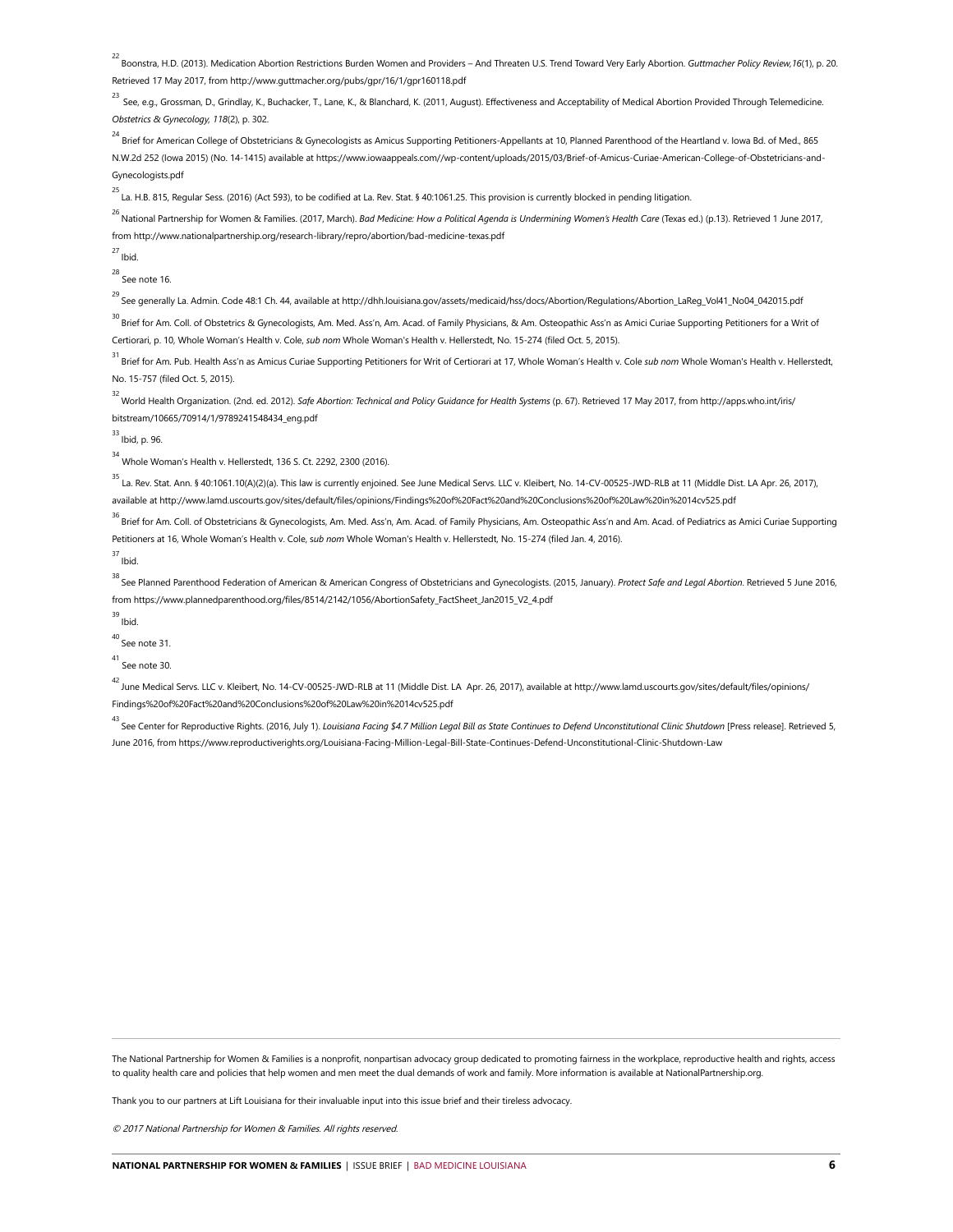[22] Boonstra, H.D. (2013). Medication Abortion Restrictions Burden Women and Providers – And Threaten U.S. Trend Toward Very Early Abortion. *Guttmacher Policy Review,16*(1), p. 20. Retrieved 17 May 2017, from http://www.guttmacher.org/pubs/gpr/16/1/gpr160118.pdf

[23] See, e.g., Grossman, D., Grindlay, K., Buchacker, T., Lane, K., & Blanchard, K. (2011, August). Effectiveness and Acceptability of Medical Abortion Provided Through Telemedicine. *Obstetrics & Gynecology, 118*(2), p. 302.

[24] Brief for American College of Obstetricians & Gynecologists as Amicus Supporting Petitioners-Appellants at 10, Planned Parenthood of the Heartland v. Iowa Bd. of Med., 865 N.W.2d 252 (Iowa 2015) (No. 14-1415) available at https://www.iowaappeals.com//wp-content/uploads/2015/03/Brief-of-Amicus-Curiae-American-College-of-Obstetricians-and-Gynecologists.pdf

[25] La. H.B. 815, Regular Sess. (2016) (Act 593), to be codified at La. Rev. Stat. § 40:1061.25. This provision is currently blocked in pending litigation.

[26] National Partnership for Women & Families. (2017, March). *Bad Medicine: How a Political Agenda is Undermining Women's Health Care* (Texas ed.) (p.13). Retrieved 1 June 2017, from http://www.nationalpartnership.org/research-library/repro/abortion/bad-medicine-texas.pdf

[27] Ibid.

[28] See note 16.

[29] See generally La. Admin. Code 48:1 Ch. 44, available at http://dhh.louisiana.gov/assets/medicaid/hss/docs/Abortion/Regulations/Abortion_LaReg_Vol41_No04_042015.pdf

[30] Brief for Am. Coll. of Obstetrics & Gynecologists, Am. Med. Ass'n, Am. Acad. of Family Physicians, & Am. Osteopathic Ass'n as Amici Curiae Supporting Petitioners for a Writ of Certiorari, p. 10, Whole Woman's Health v. Cole, *sub nom* Whole Woman's Health v. Hellerstedt, No. 15-274 (filed Oct. 5, 2015).

[31] Brief for Am. Pub. Health Ass'n as Amicus Curiae Supporting Petitioners for Writ of Certiorari at 17, Whole Woman's Health v. Cole *sub nom* Whole Woman's Health v. Hellerstedt, No. 15-757 (filed Oct. 5, 2015).

[32] World Health Organization. (2nd. ed. 2012). *Safe Abortion: Technical and Policy Guidance for Health Systems* (p. 67). Retrieved 17 May 2017, from http://apps.who.int/iris/bitstream/10665/70914/1/9789241548434_eng.pdf

[33] Ibid, p. 96.

[34] Whole Woman's Health v. Hellerstedt, 136 S. Ct. 2292, 2300 (2016).

[35] La. Rev. Stat. Ann. § 40:1061.10(A)(2)(a). This law is currently enjoined. See June Medical Servs. LLC v. Kleibert, No. 14-CV-00525-JWD-RLB at 11 (Middle Dist. LA Apr. 26, 2017), available at http://www.lamd.uscourts.gov/sites/default/files/opinions/Findings%20of%20Fact%20and%20Conclusions%20of%20Law%20in%2014cv525.pdf

[36] Brief for Am. Coll. of Obstetricians & Gynecologists, Am. Med. Ass'n, Am. Acad. of Family Physicians, Am. Osteopathic Ass'n and Am. Acad. of Pediatrics as Amici Curiae Supporting Petitioners at 16, Whole Woman's Health v. Cole, *sub nom* Whole Woman's Health v. Hellerstedt, No. 15-274 (filed Jan. 4, 2016).

[37] Ibid.

[38] See Planned Parenthood Federation of American & American Congress of Obstetricians and Gynecologists. (2015, January). *Protect Safe and Legal Abortion*. Retrieved 5 June 2016, from https://www.plannedparenthood.org/files/8514/2142/1056/AbortionSafety_FactSheet_Jan2015_V2_4.pdf

[39] Ibid.

[40] See note 31.

[41] See note 30.

[42] June Medical Servs. LLC v. Kleibert, No. 14-CV-00525-JWD-RLB at 11 (Middle Dist. LA Apr. 26, 2017), available at http://www.lamd.uscourts.gov/sites/default/files/opinions/Findings%20of%20Fact%20and%20Conclusions%20of%20Law%20in%2014cv525.pdf

[43] See Center for Reproductive Rights. (2016, July 1). *Louisiana Facing $4.7 Million Legal Bill as State Continues to Defend Unconstitutional Clinic Shutdown* [Press release]. Retrieved 5, June 2016, from https://www.reproductiverights.org/Louisiana-Facing-Million-Legal-Bill-State-Continues-Defend-Unconstitutional-Clinic-Shutdown-Law

---

The National Partnership for Women & Families is a nonprofit, nonpartisan advocacy group dedicated to promoting fairness in the workplace, reproductive health and rights, access to quality health care and policies that help women and men meet the dual demands of work and family. More information is available at NationalPartnership.org.

Thank you to our partners at Lift Louisiana for their invaluable input into this issue brief and their tireless advocacy.

*© 2017 National Partnership for Women & Families. All rights reserved.*